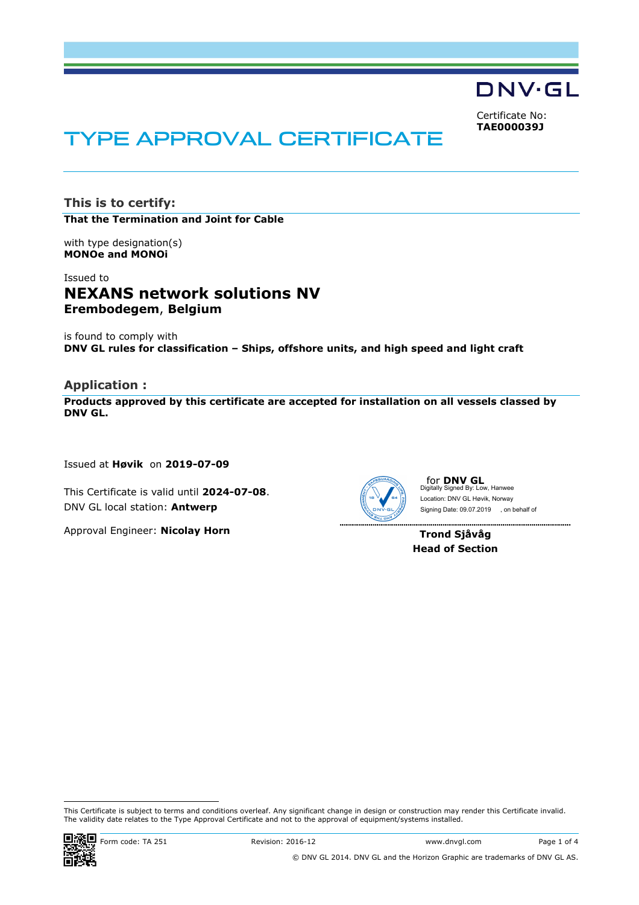DNV·GL

Certificate No:
**TAE000039J**

# TYPE APPROVAL CERTIFICATE

## This is to certify:

**That the Termination and Joint for Cable**

with type designation(s)
**MONOe and MONOi**

Issued to
## NEXANS network solutions NV
**Erembodegem**, **Belgium**

is found to comply with
**DNV GL rules for classification – Ships, offshore units, and high speed and light craft**

## Application :

**Products approved by this certificate are accepted for installation on all vessels classed by DNV GL.**

Issued at **Høvik** on **2019-07-09**

This Certificate is valid until **2024-07-08**.
DNV GL local station: **Antwerp**

Approval Engineer: **Nicolay Horn**

for **DNV GL**
Digitally Signed By: Low, Hanwee
Location: DNV GL Høvik, Norway
Signing Date: 09.07.2019 , on behalf of

**Trond Sjåvåg**
**Head of Section**

This Certificate is subject to terms and conditions overleaf. Any significant change in design or construction may render this Certificate invalid.
The validity date relates to the Type Approval Certificate and not to the approval of equipment/systems installed.

Form code: TA 251 Revision: 2016-12 www.dnvgl.com

© DNV GL 2014. DNV GL and the Horizon Graphic are trademarks of DNV GL AS.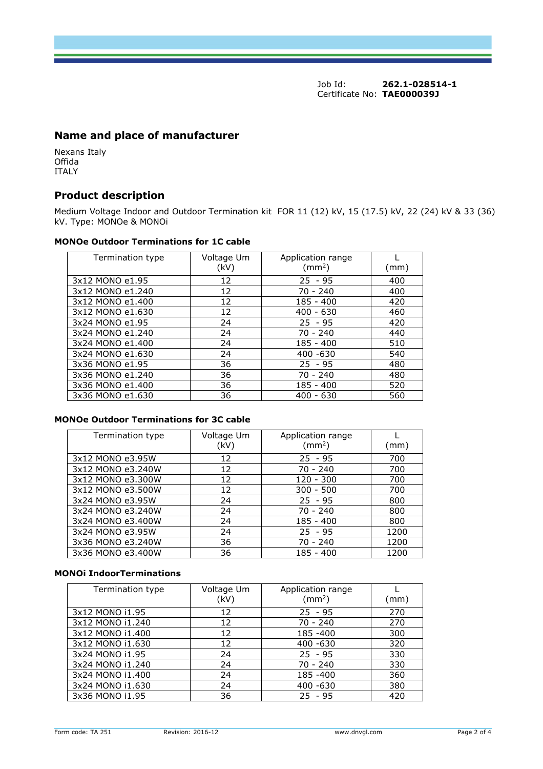Job Id: **262.1-028514-1**
Certificate No: **TAE000039J**

## Name and place of manufacturer

Nexans Italy
Offida
ITALY

## Product description

Medium Voltage Indoor and Outdoor Termination kit FOR 11 (12) kV, 15 (17.5) kV, 22 (24) kV & 33 (36) kV. Type: MONOe & MONOi

### MONOe Outdoor Terminations for 1C cable

| Termination type | Voltage Um (kV) | Application range ($mm^2$) | L (mm) |
|---|---|---|---|
| 3x12 MONO e1.95 | 12 | 25 - 95 | 400 |
| 3x12 MONO e1.240 | 12 | 70 - 240 | 400 |
| 3x12 MONO e1.400 | 12 | 185 - 400 | 420 |
| 3x12 MONO e1.630 | 12 | 400 - 630 | 460 |
| 3x24 MONO e1.95 | 24 | 25 - 95 | 420 |
| 3x24 MONO e1.240 | 24 | 70 - 240 | 440 |
| 3x24 MONO e1.400 | 24 | 185 - 400 | 510 |
| 3x24 MONO e1.630 | 24 | 400 -630 | 540 |
| 3x36 MONO e1.95 | 36 | 25 - 95 | 480 |
| 3x36 MONO e1.240 | 36 | 70 - 240 | 480 |
| 3x36 MONO e1.400 | 36 | 185 - 400 | 520 |
| 3x36 MONO e1.630 | 36 | 400 - 630 | 560 |

### MONOe Outdoor Terminations for 3C cable

| Termination type | Voltage Um (kV) | Application range ($mm^2$) | L (mm) |
|---|---|---|---|
| 3x12 MONO e3.95W | 12 | 25 - 95 | 700 |
| 3x12 MONO e3.240W | 12 | 70 - 240 | 700 |
| 3x12 MONO e3.300W | 12 | 120 - 300 | 700 |
| 3x12 MONO e3.500W | 12 | 300 - 500 | 700 |
| 3x24 MONO e3.95W | 24 | 25 - 95 | 800 |
| 3x24 MONO e3.240W | 24 | 70 - 240 | 800 |
| 3x24 MONO e3.400W | 24 | 185 - 400 | 800 |
| 3x24 MONO e3.95W | 24 | 25 - 95 | 1200 |
| 3x36 MONO e3.240W | 36 | 70 - 240 | 1200 |
| 3x36 MONO e3.400W | 36 | 185 - 400 | 1200 |

### MONOi IndoorTerminations

| Termination type | Voltage Um (kV) | Application range ($mm^2$) | L (mm) |
|---|---|---|---|
| 3x12 MONO i1.95 | 12 | 25 - 95 | 270 |
| 3x12 MONO i1.240 | 12 | 70 - 240 | 270 |
| 3x12 MONO i1.400 | 12 | 185 -400 | 300 |
| 3x12 MONO i1.630 | 12 | 400 -630 | 320 |
| 3x24 MONO i1.95 | 24 | 25 - 95 | 330 |
| 3x24 MONO i1.240 | 24 | 70 - 240 | 330 |
| 3x24 MONO i1.400 | 24 | 185 -400 | 360 |
| 3x24 MONO i1.630 | 24 | 400 -630 | 380 |
| 3x36 MONO i1.95 | 36 | 25 - 95 | 420 |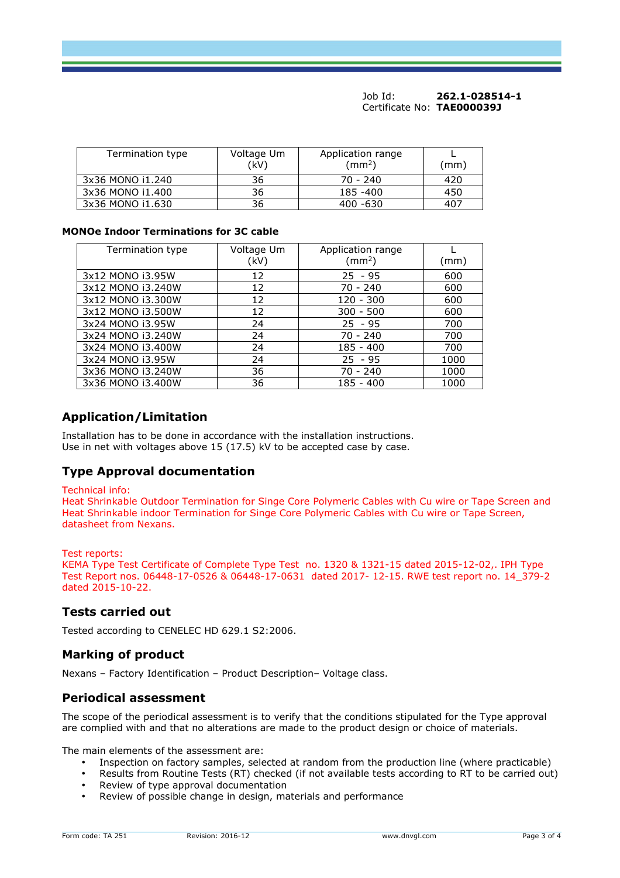Job Id: **262.1-028514-1**
Certificate No: **TAE000039J**

| Termination type | Voltage Um (kV) | Application range (mm$^2$) | L (mm) |
|---|---|---|---|
| 3x36 MONO i1.240 | 36 | 70 - 240 | 420 |
| 3x36 MONO i1.400 | 36 | 185 -400 | 450 |
| 3x36 MONO i1.630 | 36 | 400 -630 | 407 |

**MONOe Indoor Terminations for 3C cable**

| Termination type | Voltage Um (kV) | Application range (mm$^2$) | L (mm) |
|---|---|---|---|
| 3x12 MONO i3.95W | 12 | 25 - 95 | 600 |
| 3x12 MONO i3.240W | 12 | 70 - 240 | 600 |
| 3x12 MONO i3.300W | 12 | 120 - 300 | 600 |
| 3x12 MONO i3.500W | 12 | 300 - 500 | 600 |
| 3x24 MONO i3.95W | 24 | 25 - 95 | 700 |
| 3x24 MONO i3.240W | 24 | 70 - 240 | 700 |
| 3x24 MONO i3.400W | 24 | 185 - 400 | 700 |
| 3x24 MONO i3.95W | 24 | 25 - 95 | 1000 |
| 3x36 MONO i3.240W | 36 | 70 - 240 | 1000 |
| 3x36 MONO i3.400W | 36 | 185 - 400 | 1000 |

## Application/Limitation

Installation has to be done in accordance with the installation instructions.
Use in net with voltages above 15 (17.5) kV to be accepted case by case.

## Type Approval documentation

Technical info:
Heat Shrinkable Outdoor Termination for Singe Core Polymeric Cables with Cu wire or Tape Screen and Heat Shrinkable indoor Termination for Singe Core Polymeric Cables with Cu wire or Tape Screen, datasheet from Nexans.

Test reports:
KEMA Type Test Certificate of Complete Type Test no. 1320 & 1321-15 dated 2015-12-02,. IPH Type Test Report nos. 06448-17-0526 & 06448-17-0631 dated 2017- 12-15. RWE test report no. 14_379-2 dated 2015-10-22.

## Tests carried out

Tested according to CENELEC HD 629.1 S2:2006.

## Marking of product

Nexans – Factory Identification – Product Description– Voltage class.

## Periodical assessment

The scope of the periodical assessment is to verify that the conditions stipulated for the Type approval are complied with and that no alterations are made to the product design or choice of materials.

The main elements of the assessment are:

- Inspection on factory samples, selected at random from the production line (where practicable)
- Results from Routine Tests (RT) checked (if not available tests according to RT to be carried out)
- Review of type approval documentation
- Review of possible change in design, materials and performance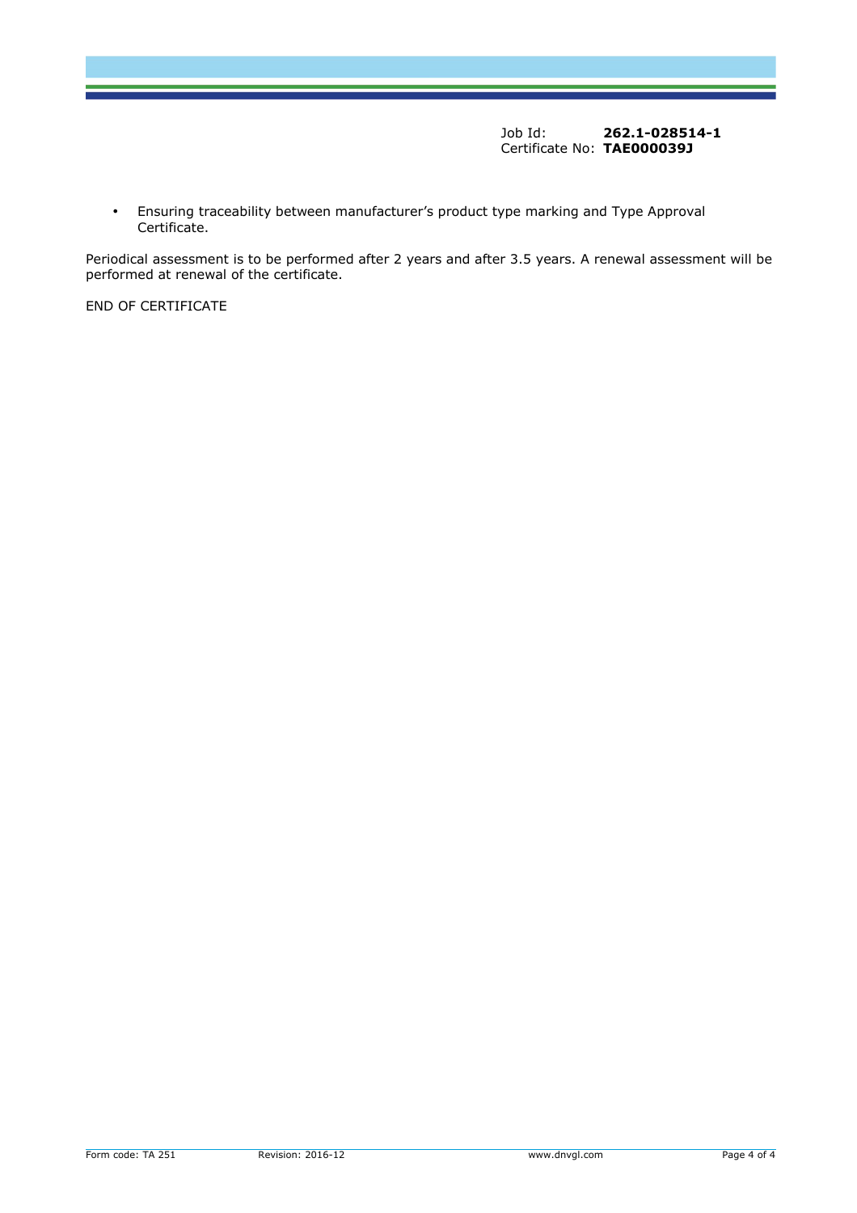Job Id: **262.1-028514-1**
Certificate No: **TAE000039J**

- Ensuring traceability between manufacturer's product type marking and Type Approval Certificate.

Periodical assessment is to be performed after 2 years and after 3.5 years. A renewal assessment will be performed at renewal of the certificate.

END OF CERTIFICATE